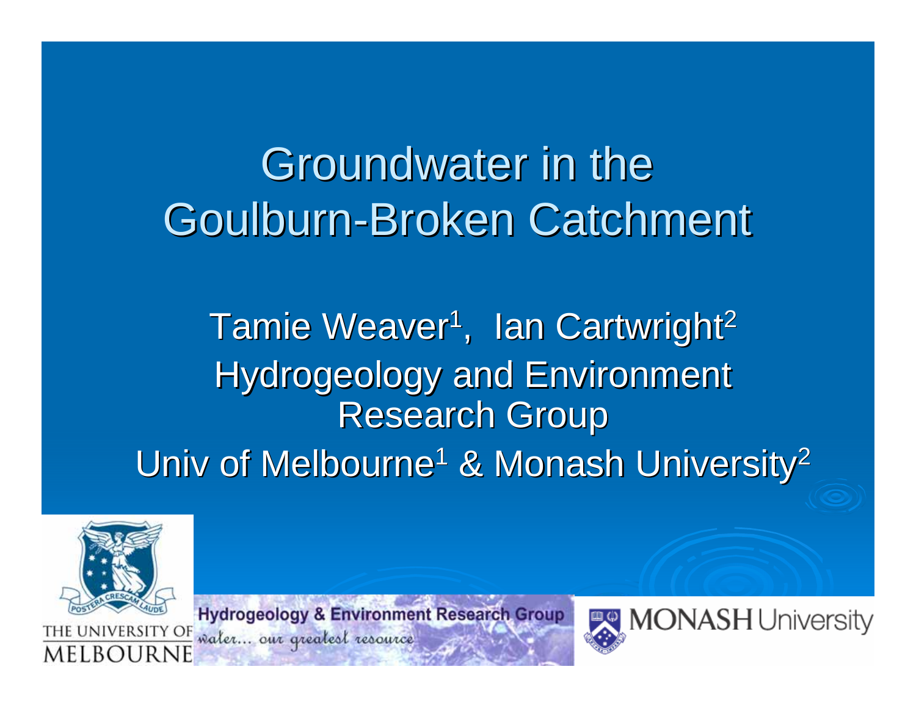# Groundwater in the Goulburn-Broken Catchment

Tamie Weaver[1], Ian Cartwright[2]

Hydrogeology and Environment Research Group

Univ of Melbourne[1] & Monash University[2]

THE UNIVERSITY OF MELBOURNE

Hydrogeology & Environment Research Group

water... our greatest resource

MONASH University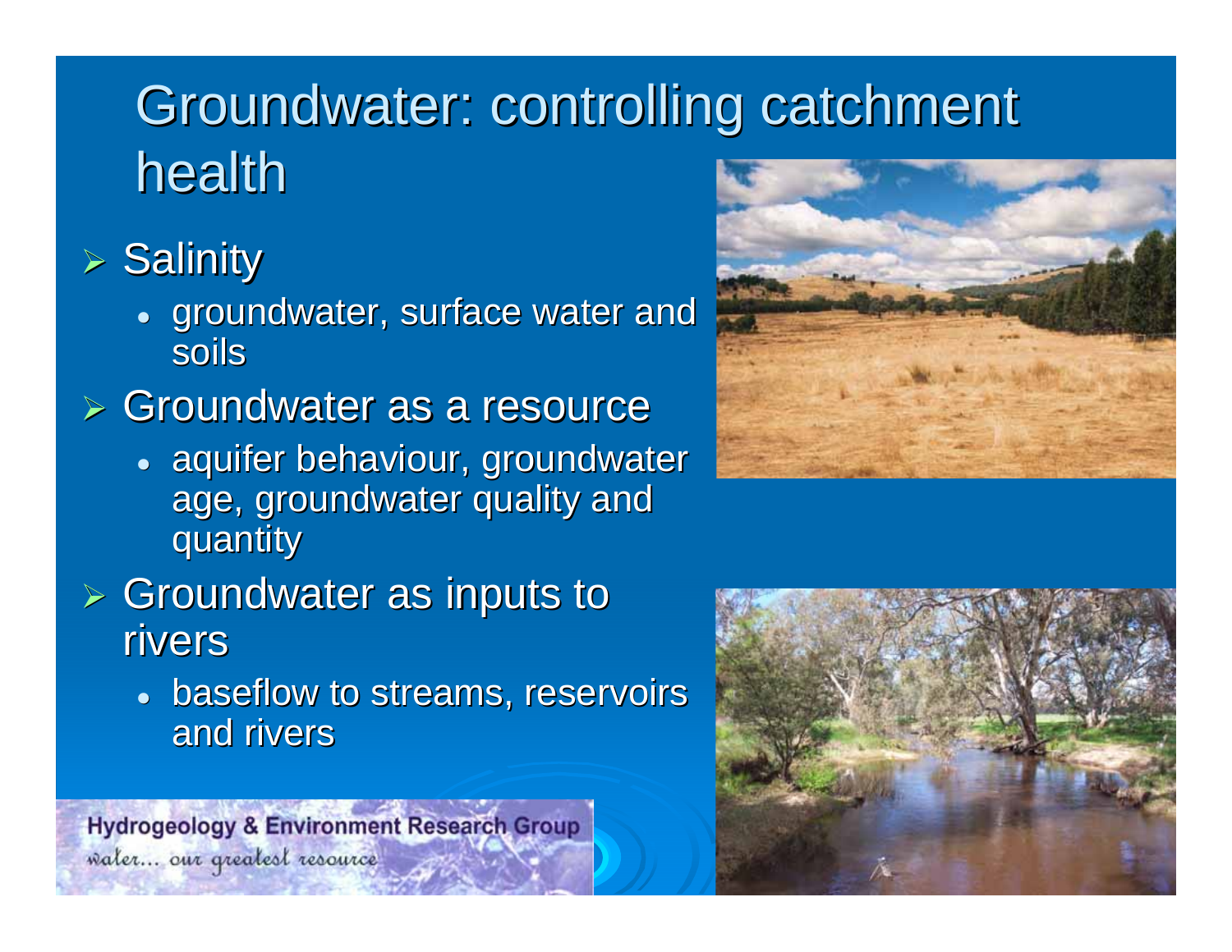# Groundwater: controlling catchment health

- Salinity
  - groundwater, surface water and soils
- Groundwater as a resource
  - aquifer behaviour, groundwater age, groundwater quality and quantity
- Groundwater as inputs to rivers
  - baseflow to streams, reservoirs and rivers

Hydrogeology & Environment Research Group

water... our greatest resource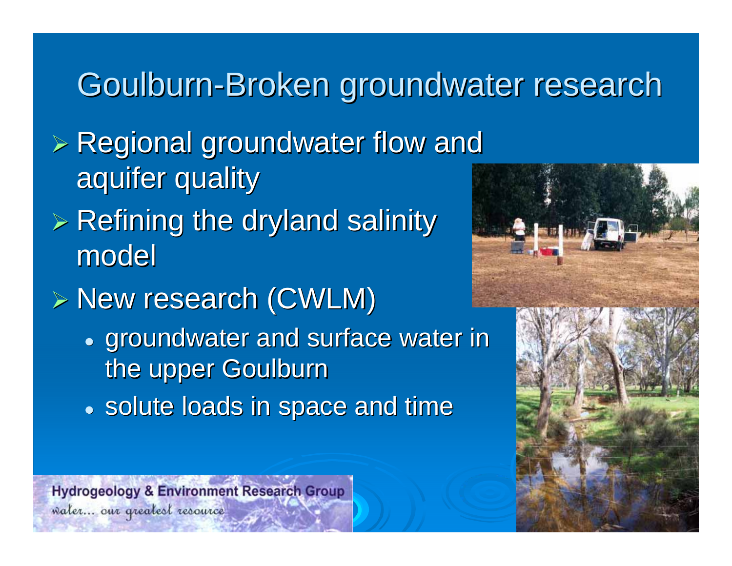# Goulburn-Broken groundwater research

- Regional groundwater flow and aquifer quality
- Refining the dryland salinity model
- New research (CWLM)
  - groundwater and surface water in the upper Goulburn
  - solute loads in space and time

Hydrogeology & Environment Research Group
*water... our greatest resource*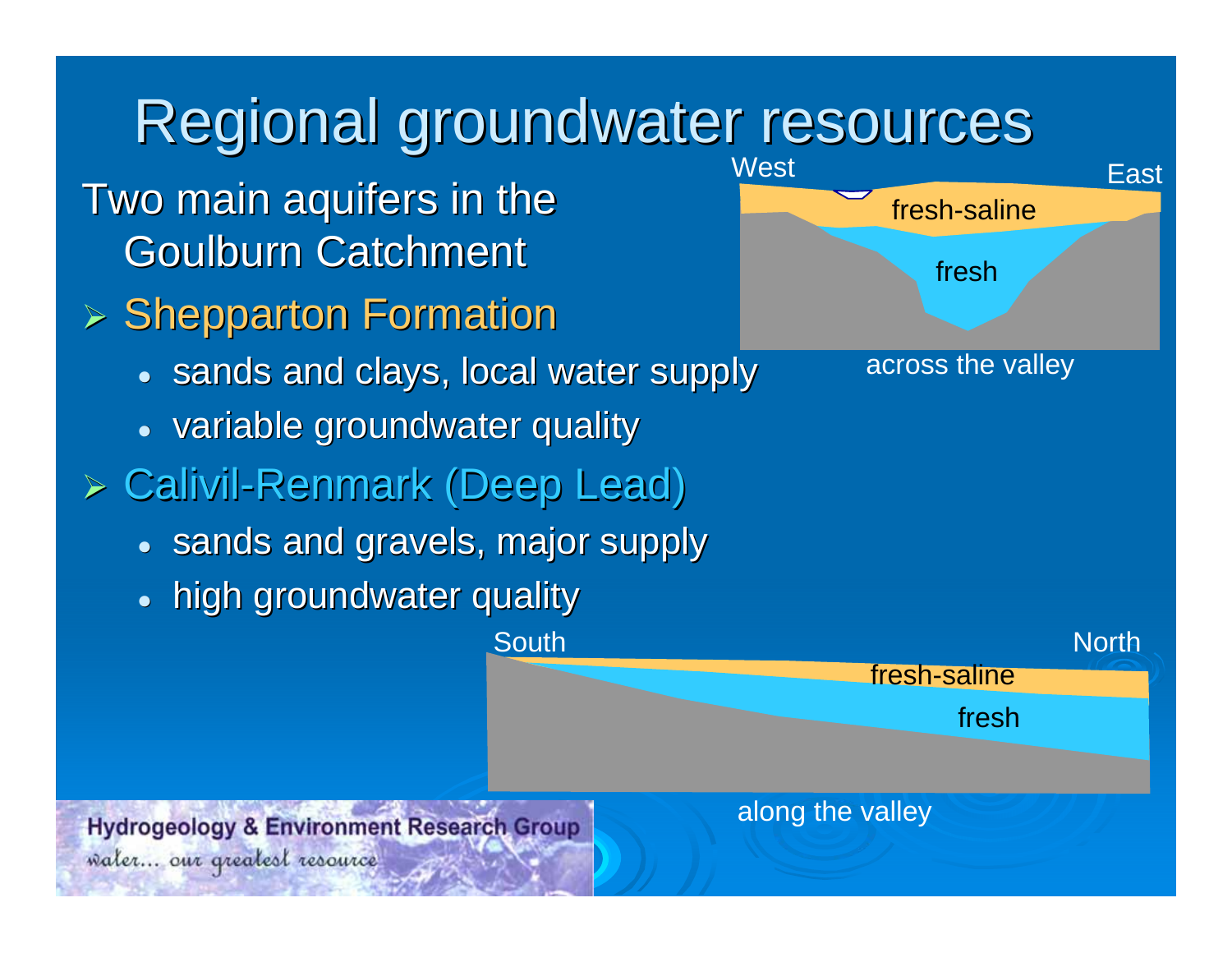# Regional groundwater resources

Two main aquifers in the Goulburn Catchment

- Shepparton Formation
  - sands and clays, local water supply
  - variable groundwater quality
- Calivil-Renmark (Deep Lead)
  - sands and gravels, major supply
  - high groundwater quality

West | East

fresh-saline

fresh

across the valley

South | North

fresh-saline

fresh

along the valley

Hydrogeology & Environment Research Group

water... our greatest resource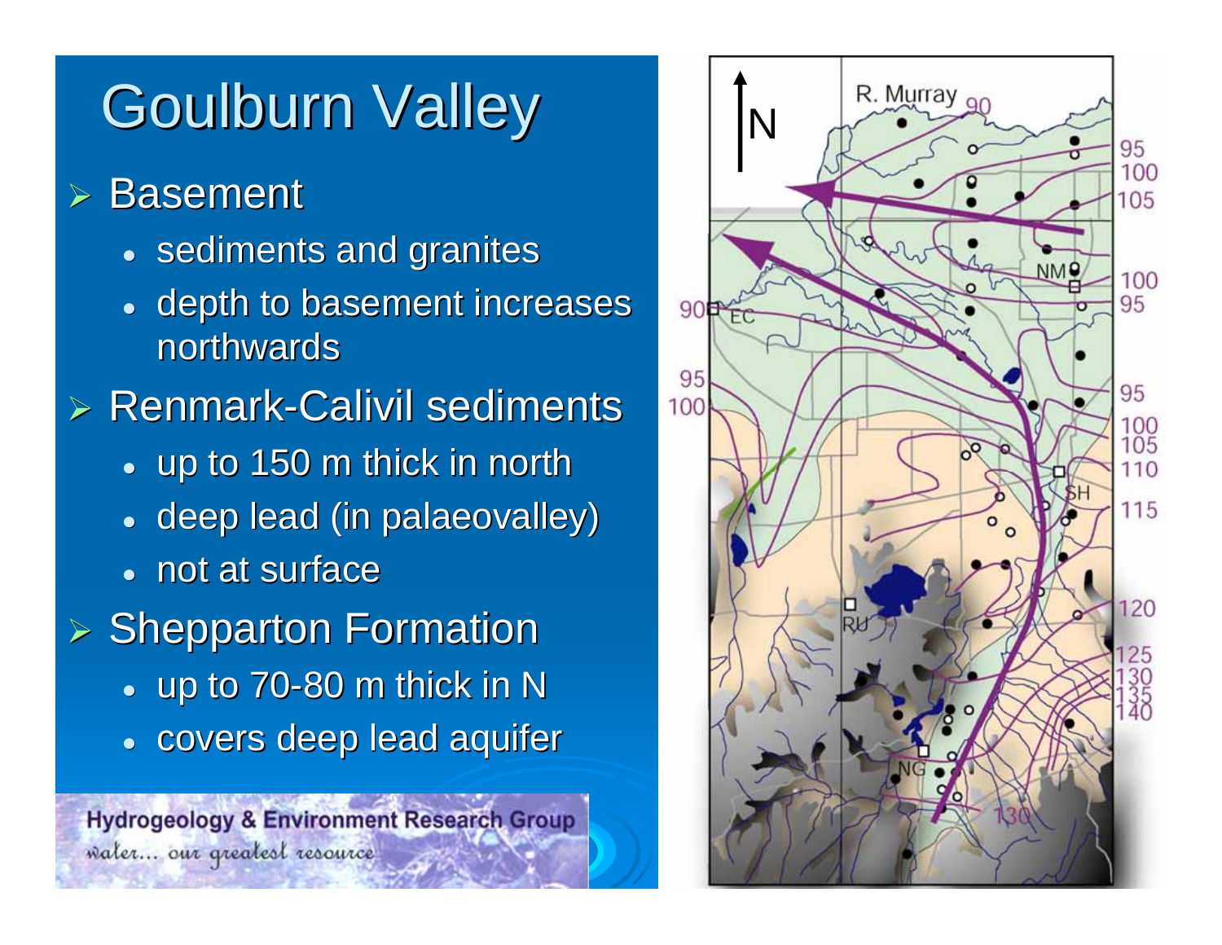# Goulburn Valley

- Basement
  - sediments and granites
  - depth to basement increases northwards
- Renmark-Calivil sediments
  - up to 150 m thick in north
  - deep lead (in palaeovalley)
  - not at surface
- Shepparton Formation
  - up to 70-80 m thick in N
  - covers deep lead aquifer

Hydrogeology & Environment Research Group
water... our greatest resource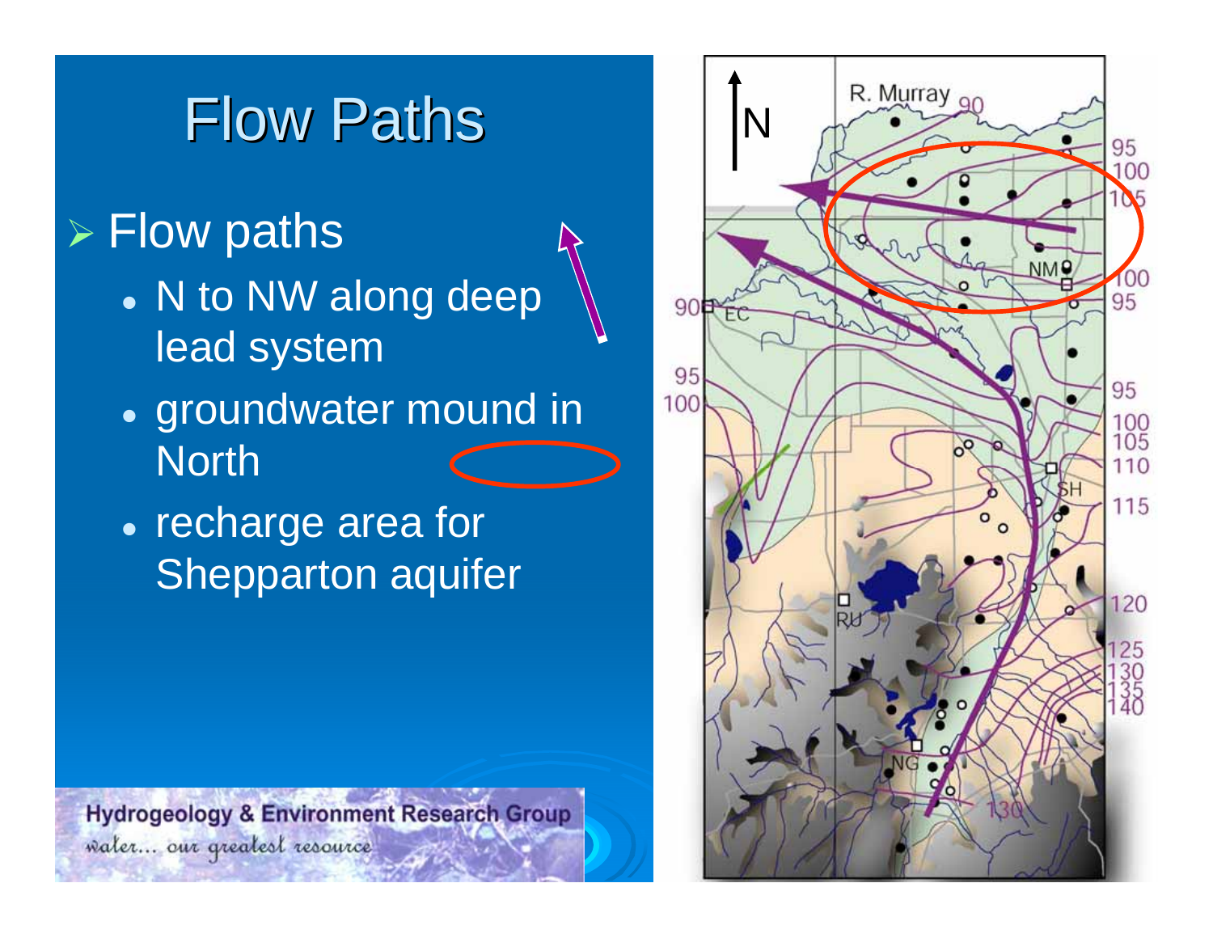# Flow Paths

- Flow paths
  - N to NW along deep lead system
  - groundwater mound in North
  - recharge area for Shepparton aquifer

Hydrogeology & Environment Research Group
water... our greatest resource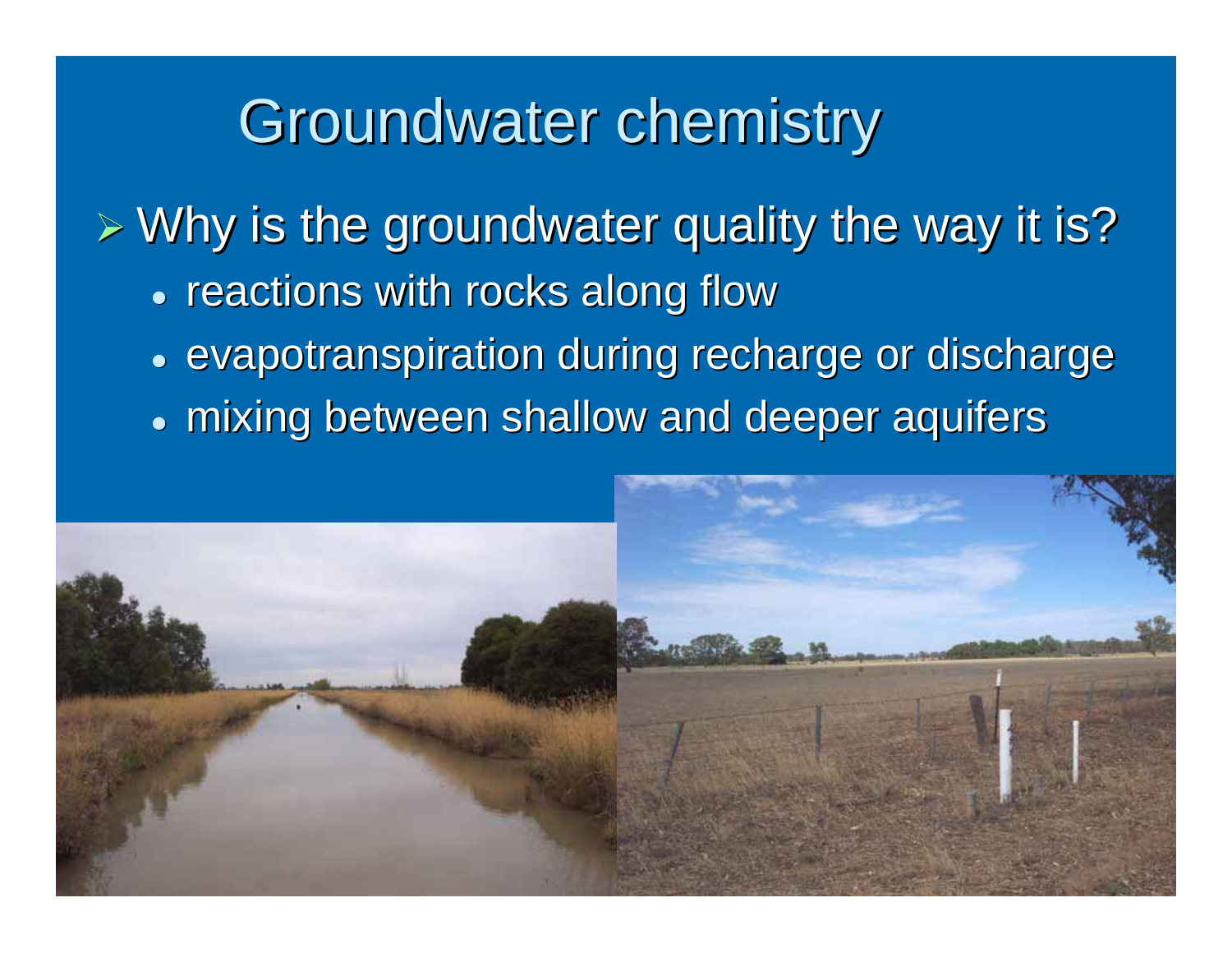# Groundwater chemistry

- Why is the groundwater quality the way it is?
  - reactions with rocks along flow
  - evapotranspiration during recharge or discharge
  - mixing between shallow and deeper aquifers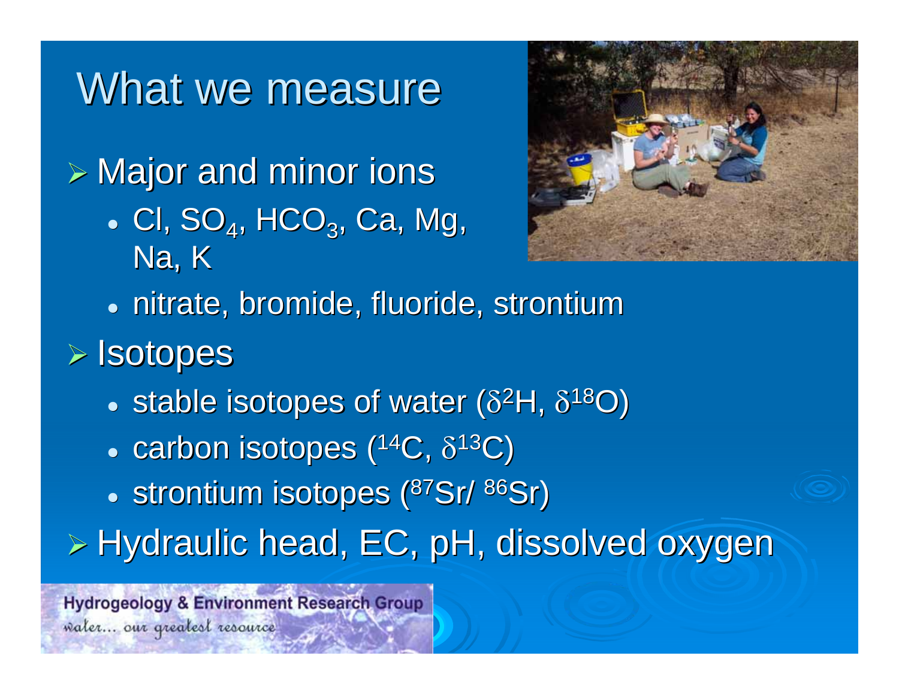# What we measure

- Major and minor ions
  - Cl, $SO_4$, $HCO_3$, Ca, Mg, Na, K
  - nitrate, bromide, fluoride, strontium
- Isotopes
  - stable isotopes of water ($\delta^2H$, $\delta^{18}O$)
  - carbon isotopes ($^{14}C$, $\delta^{13}C$)
  - strontium isotopes ($^{87}Sr/^{86}Sr$)
- Hydraulic head, EC, pH, dissolved oxygen

Hydrogeology & Environment Research Group
*water... our greatest resource*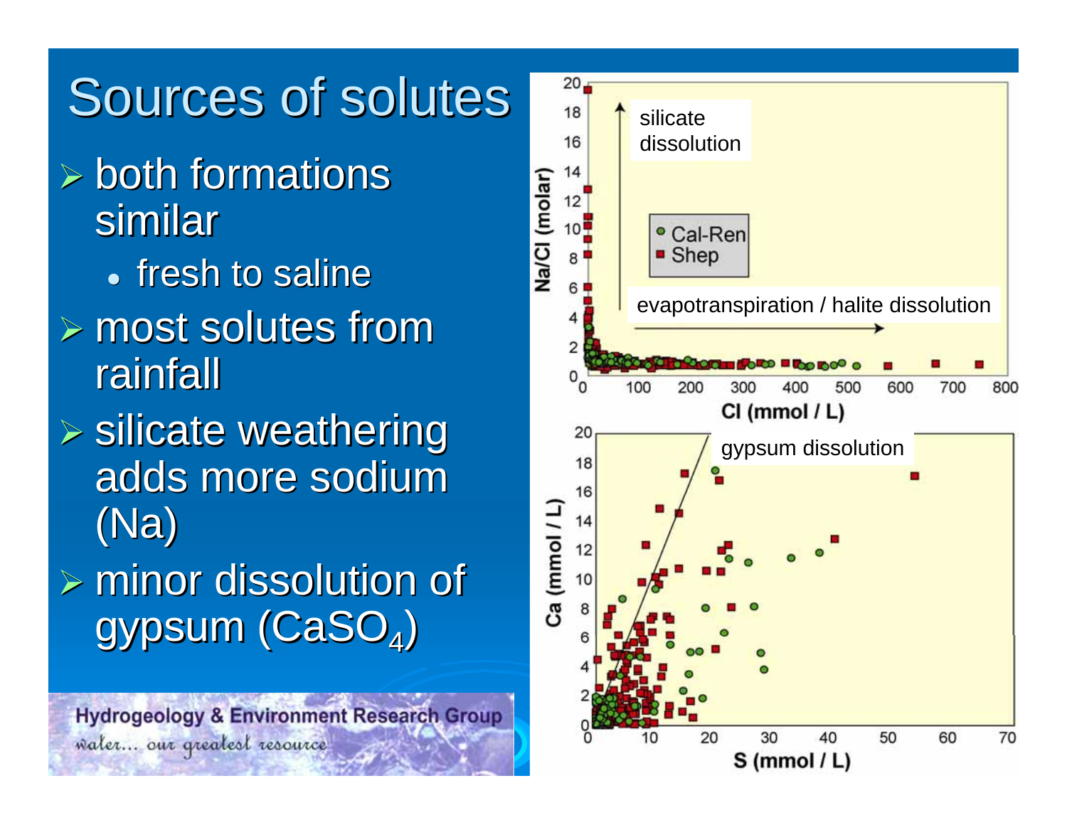# Sources of solutes

- both formations similar
  - fresh to saline
- most solutes from rainfall
- silicate weathering adds more sodium (Na)
- minor dissolution of gypsum ($CaSO_4$)

Hydrogeology & Environment Research Group

water… our greatest resource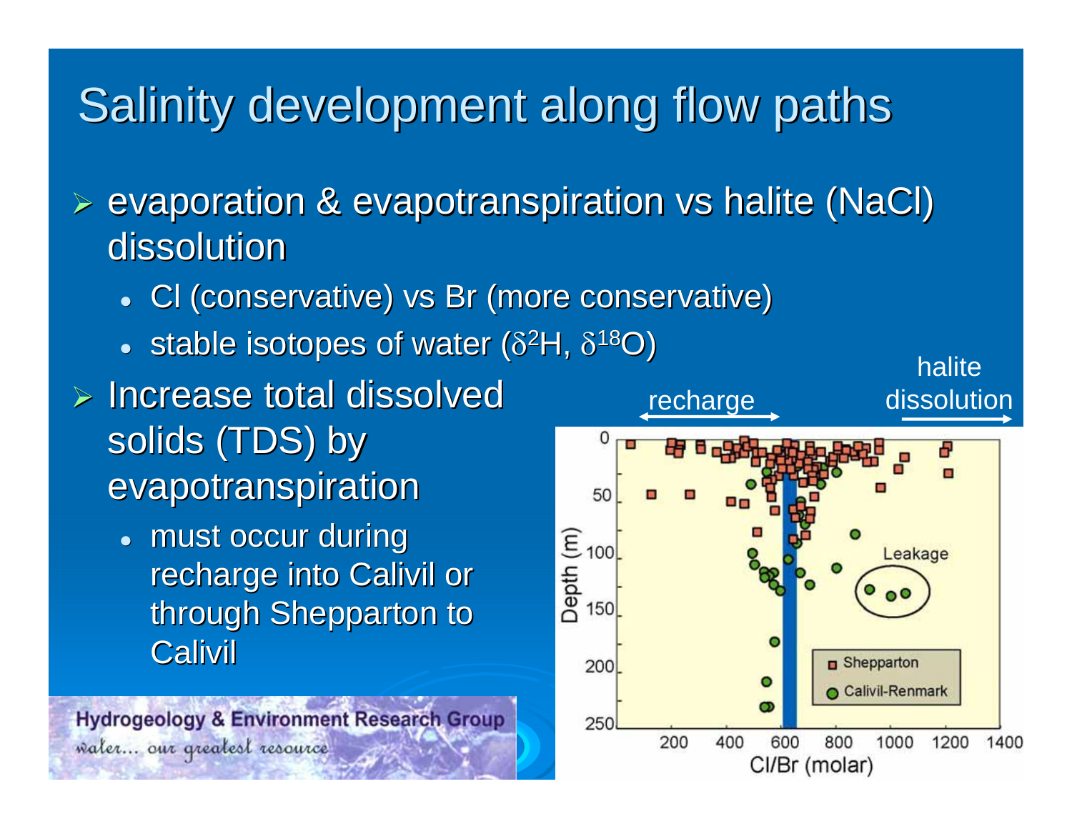# Salinity development along flow paths

- evaporation & evapotranspiration vs halite (NaCl) dissolution
  - Cl (conservative) vs Br (more conservative)
  - stable isotopes of water ($\delta^2$H, $\delta^{18}$O)
- Increase total dissolved solids (TDS) by evapotranspiration
  - must occur during recharge into Calivil or through Shepparton to Calivil

recharge ⟷ halite dissolution →

Depth (m): 0, 50, 100, 150, 200, 250

Cl/Br (molar): 200, 400, 600, 800, 1000, 1200, 1400

Leakage

□ Shepparton
○ Calivil-Renmark

Hydrogeology & Environment Research Group
water... our greatest resource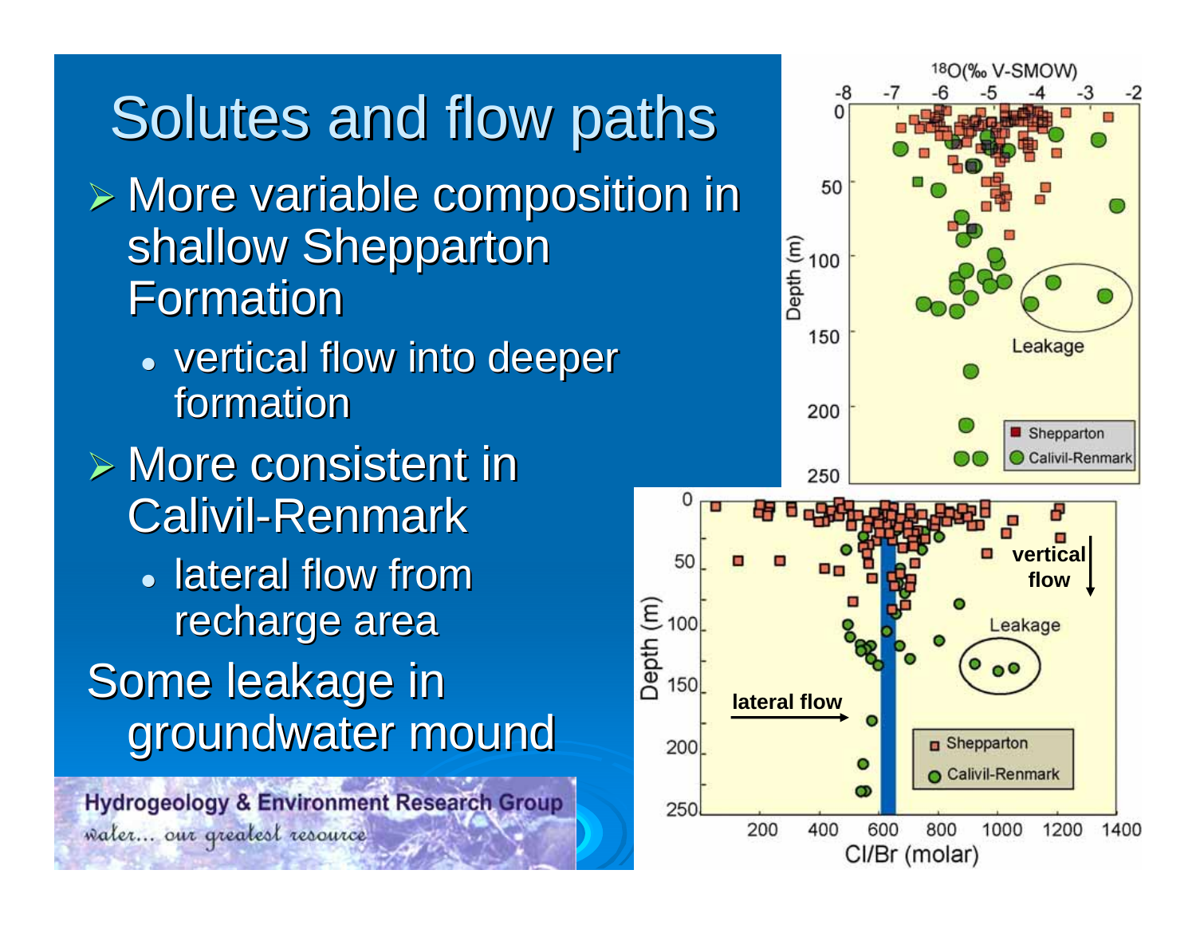# Solutes and flow paths

- More variable composition in shallow Shepparton Formation
  - vertical flow into deeper formation
- More consistent in Calivil-Renmark
  - lateral flow from recharge area

Some leakage in groundwater mound

Hydrogeology & Environment Research Group

water... our greatest resource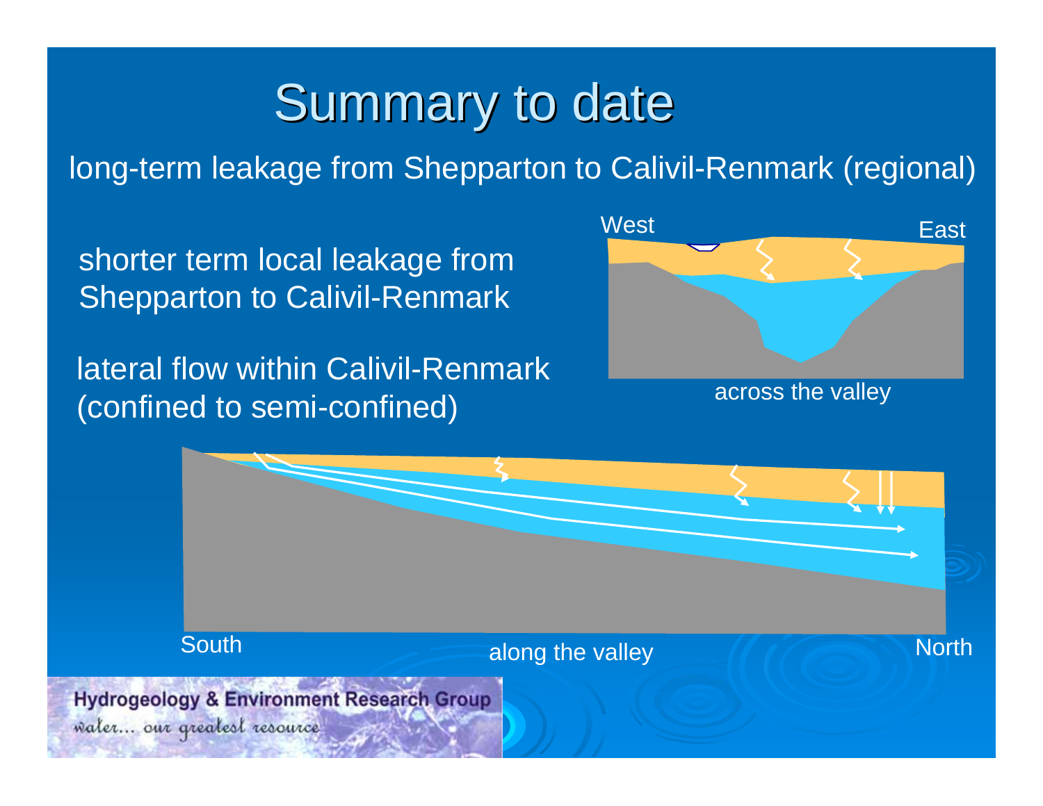# Summary to date

long-term leakage from Shepparton to Calivil-Renmark (regional)

shorter term local leakage from Shepparton to Calivil-Renmark

lateral flow within Calivil-Renmark (confined to semi-confined)

West East

across the valley

South along the valley North

Hydrogeology & Environment Research Group
water... our greatest resource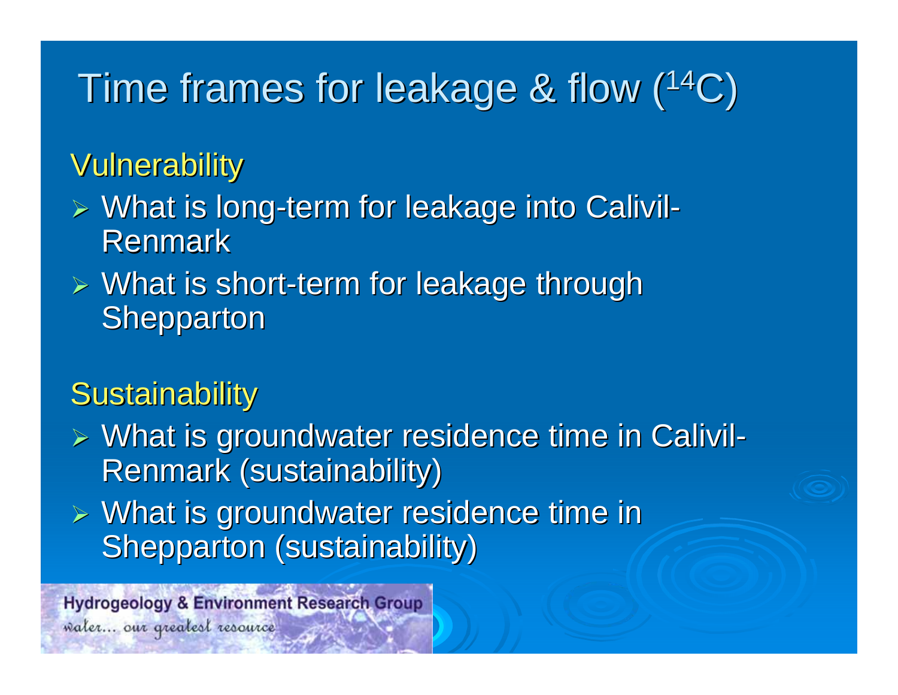# Time frames for leakage & flow ($^{14}C$)

## Vulnerability

- What is long-term for leakage into Calivil-Renmark
- What is short-term for leakage through Shepparton

## Sustainability

- What is groundwater residence time in Calivil-Renmark (sustainability)
- What is groundwater residence time in Shepparton (sustainability)

Hydrogeology & Environment Research Group
water... our greatest resource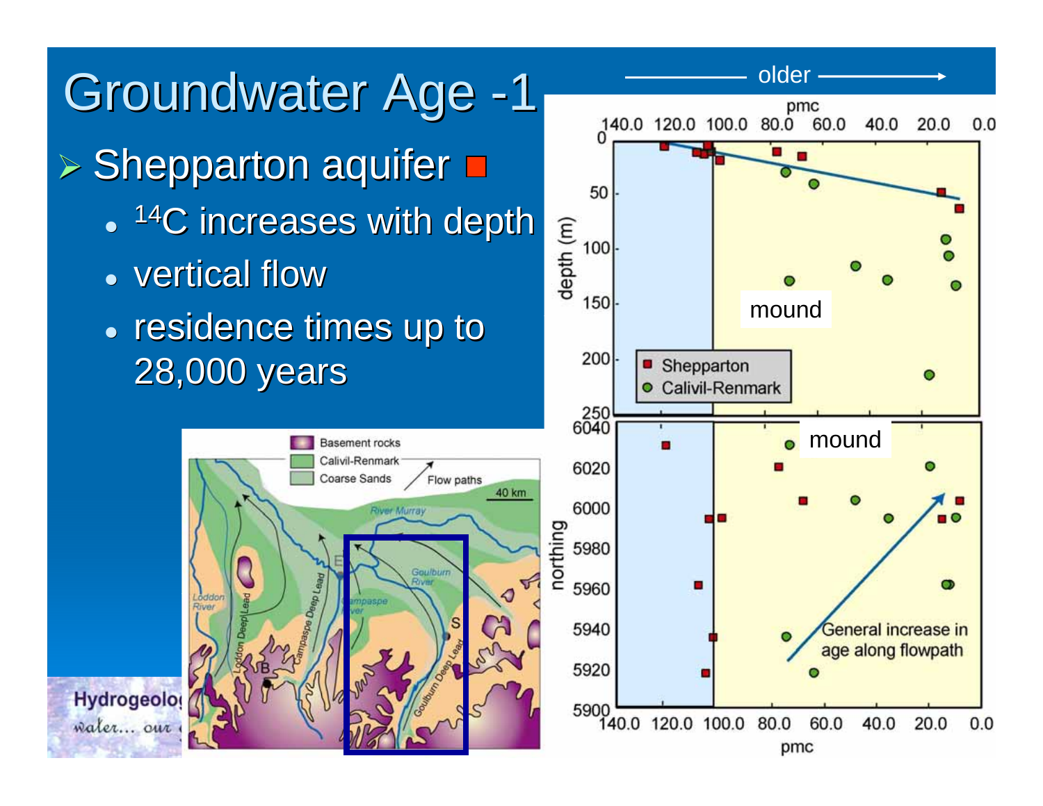# Groundwater Age -1

- Shepparton aquifer ■
  - $^{14}C$ increases with depth
  - vertical flow
  - residence times up to 28,000 years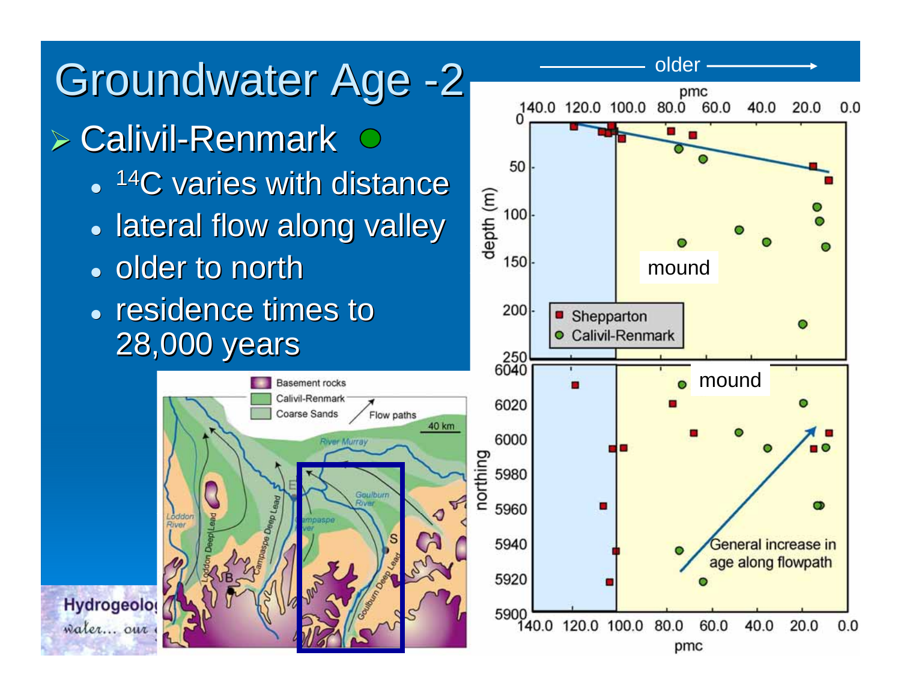# Groundwater Age -2

- Calivil-Renmark
  - $^{14}C$ varies with distance
  - lateral flow along valley
  - older to north
  - residence times to 28,000 years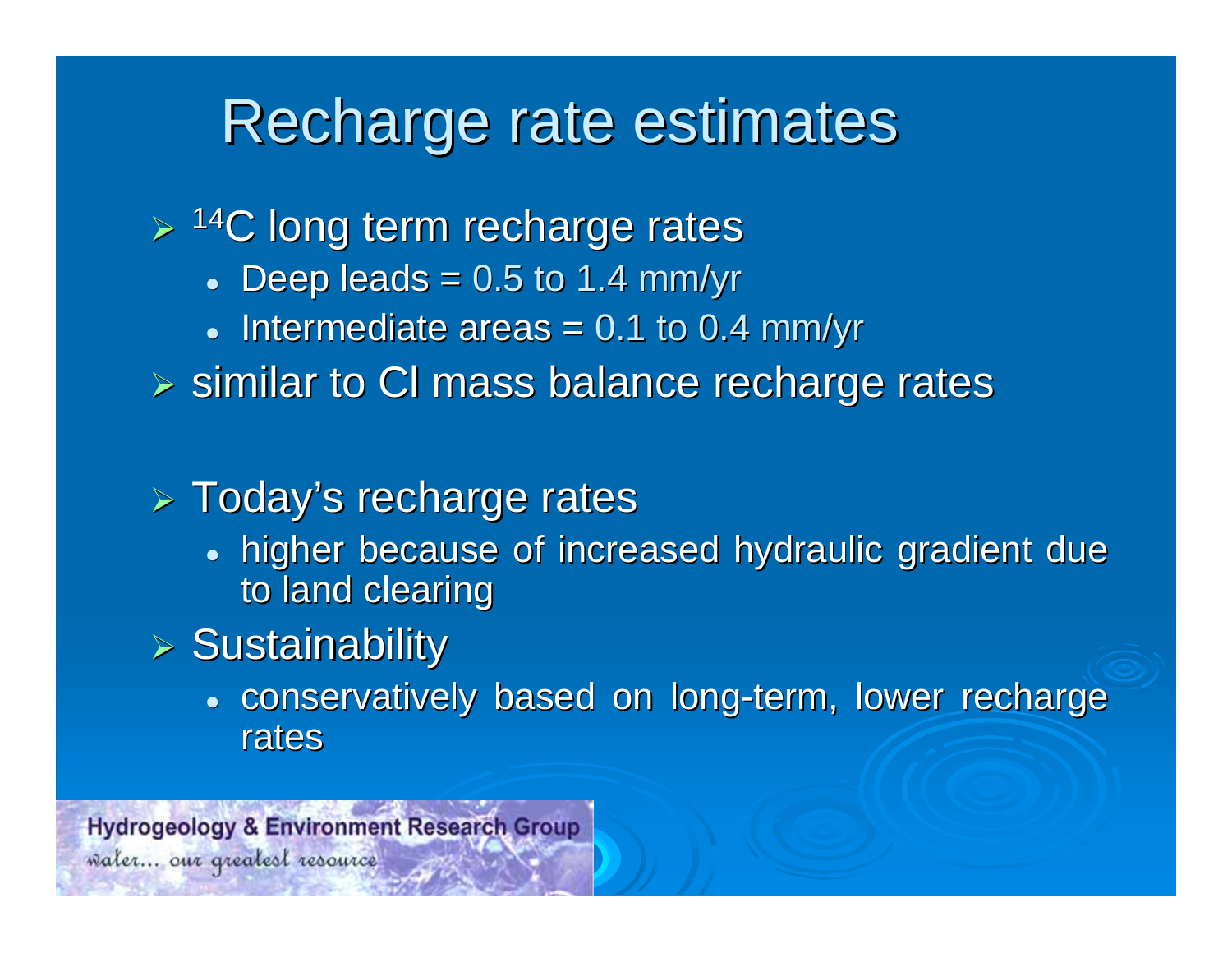# Recharge rate estimates

- $^{14}C$ long term recharge rates
  - Deep leads = 0.5 to 1.4 mm/yr
  - Intermediate areas = 0.1 to 0.4 mm/yr
- similar to Cl mass balance recharge rates

- Today's recharge rates
  - higher because of increased hydraulic gradient due to land clearing
- Sustainability
  - conservatively based on long-term, lower recharge rates

Hydrogeology & Environment Research Group
water... our greatest resource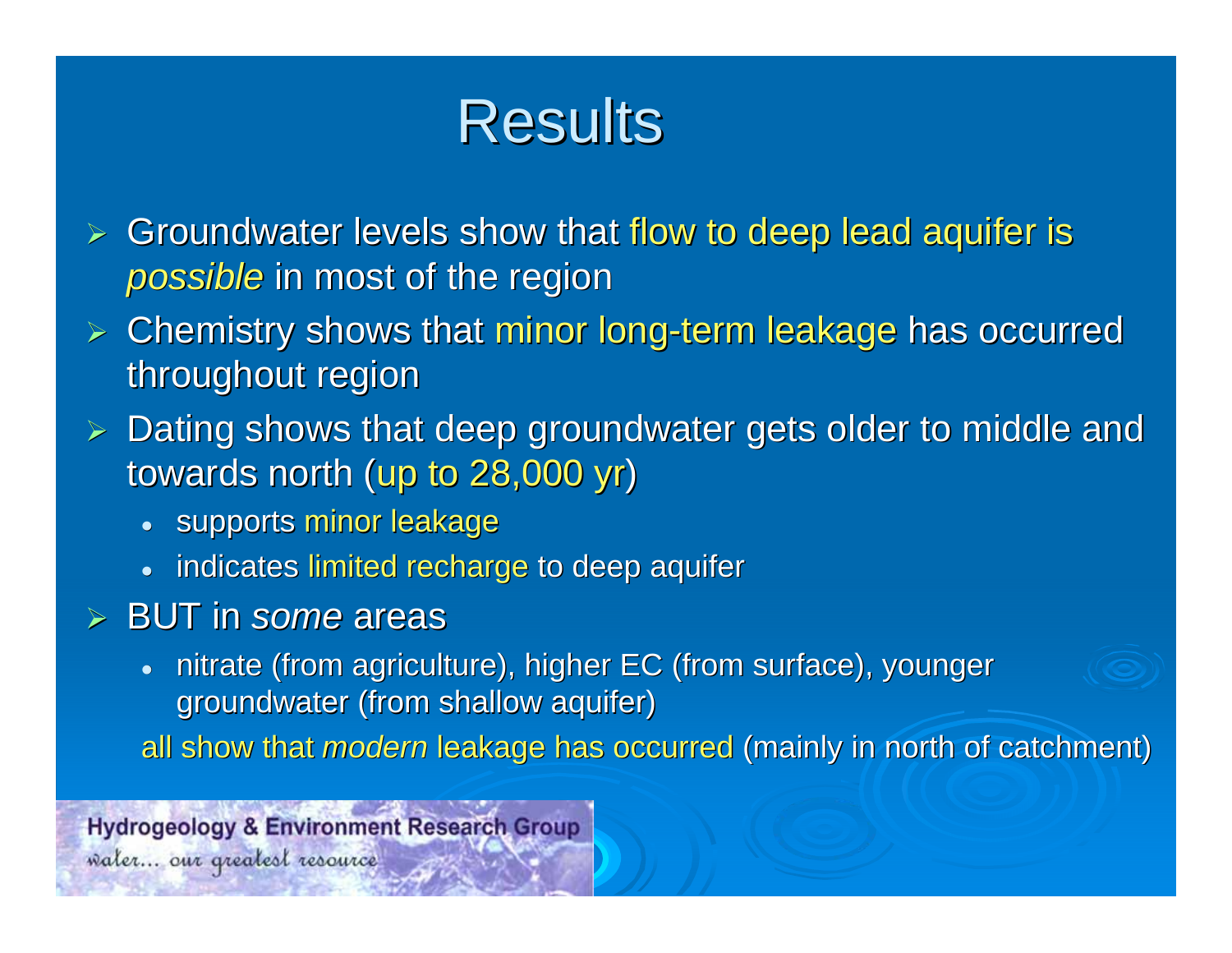# Results

- Groundwater levels show that flow to deep lead aquifer is *possible* in most of the region
- Chemistry shows that minor long-term leakage has occurred throughout region
- Dating shows that deep groundwater gets older to middle and towards north (up to 28,000 yr)
  - supports minor leakage
  - indicates limited recharge to deep aquifer
- BUT in *some* areas
  - nitrate (from agriculture), higher EC (from surface), younger groundwater (from shallow aquifer)

  all show that *modern* leakage has occurred (mainly in north of catchment)

Hydrogeology & Environment Research Group
water... our greatest resource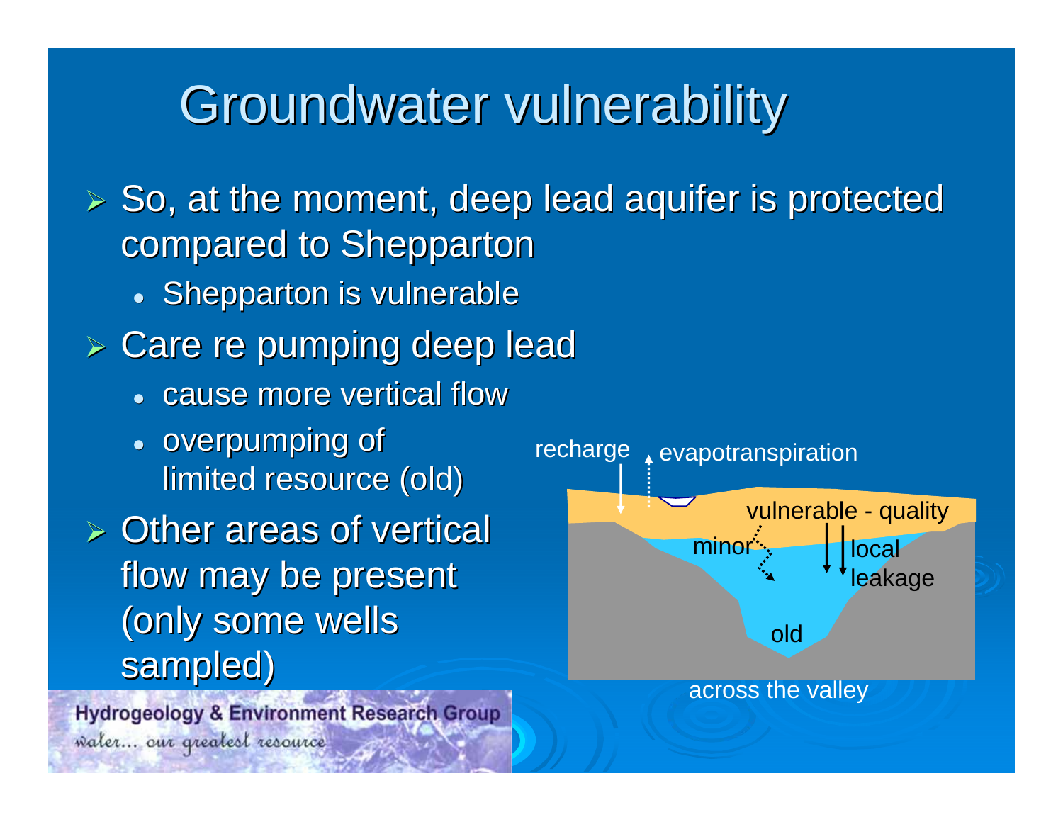# Groundwater vulnerability

- So, at the moment, deep lead aquifer is protected compared to Shepparton
  - Shepparton is vulnerable
- Care re pumping deep lead
  - cause more vertical flow
  - overpumping of limited resource (old)
- Other areas of vertical flow may be present (only some wells sampled)

recharge evapotranspiration

vulnerable - quality

minor

local leakage

old

across the valley

Hydrogeology & Environment Research Group

water... our greatest resource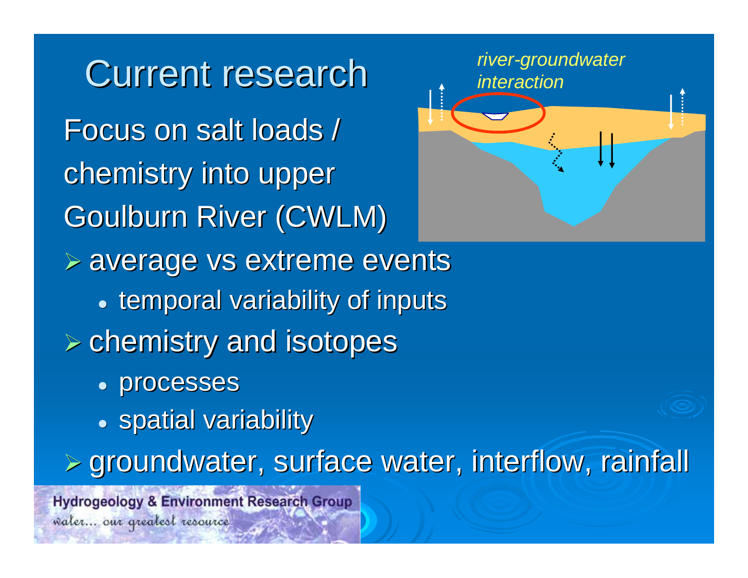# Current research

Focus on salt loads / chemistry into upper Goulburn River (CWLM)

*river-groundwater interaction*

- average vs extreme events
  - temporal variability of inputs
- chemistry and isotopes
  - processes
  - spatial variability
- groundwater, surface water, interflow, rainfall

Hydrogeology & Environment Research Group

water... our greatest resource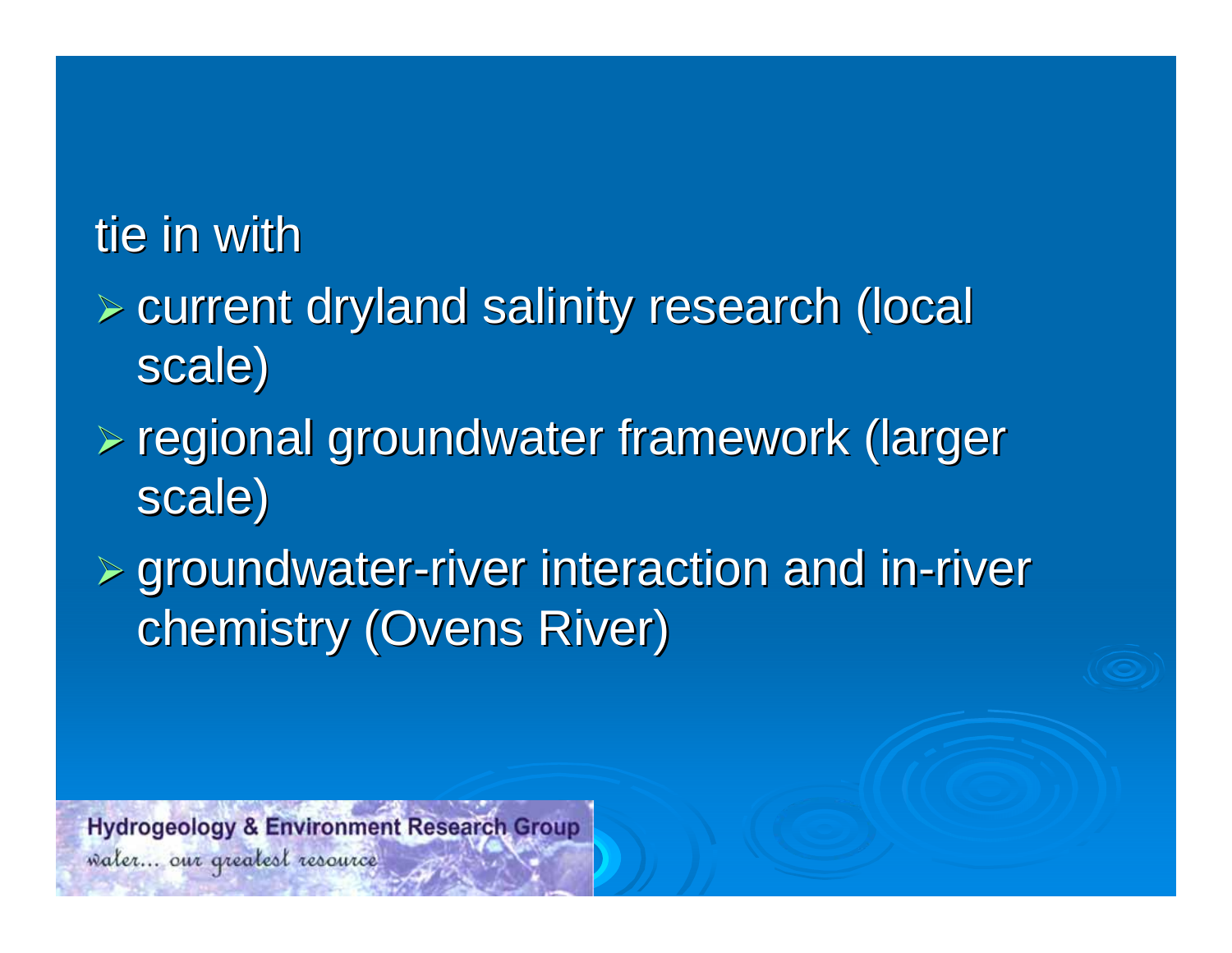tie in with

- current dryland salinity research (local scale)
- regional groundwater framework (larger scale)
- groundwater-river interaction and in-river chemistry (Ovens River)

Hydrogeology & Environment Research Group
water... our greatest resource